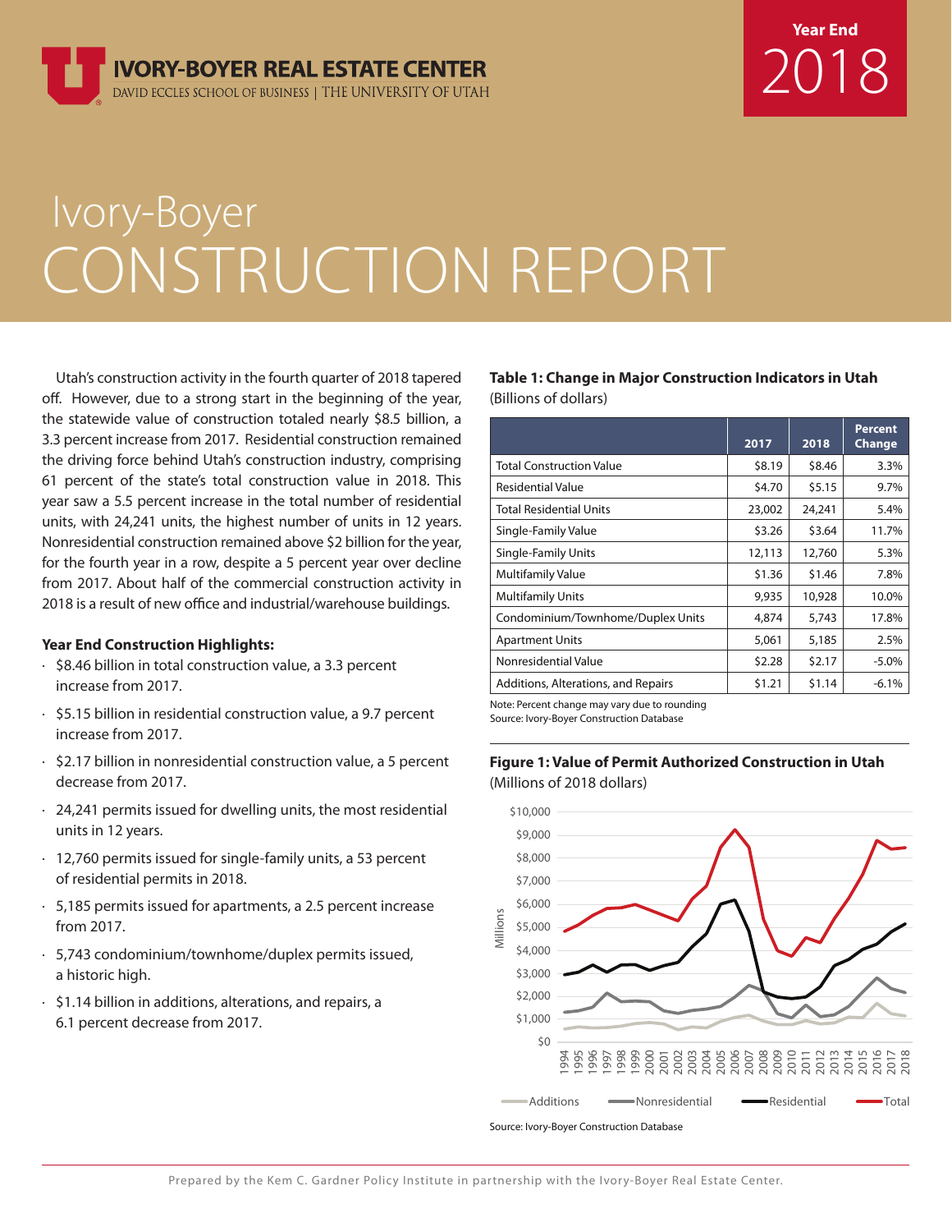IVORY-BOYER REAL ESTATE CENTER
DAVID ECCLES SCHOOL OF BUSINESS | THE UNIVERSITY OF UTAH

Year End 2018

# Ivory-Boyer CONSTRUCTION REPORT

Utah's construction activity in the fourth quarter of 2018 tapered off. However, due to a strong start in the beginning of the year, the statewide value of construction totaled nearly $8.5 billion, a 3.3 percent increase from 2017. Residential construction remained the driving force behind Utah's construction industry, comprising 61 percent of the state's total construction value in 2018. This year saw a 5.5 percent increase in the total number of residential units, with 24,241 units, the highest number of units in 12 years. Nonresidential construction remained above $2 billion for the year, for the fourth year in a row, despite a 5 percent year over decline from 2017. About half of the commercial construction activity in 2018 is a result of new office and industrial/warehouse buildings.

**Year End Construction Highlights:**

- $8.46 billion in total construction value, a 3.3 percent increase from 2017.
- $5.15 billion in residential construction value, a 9.7 percent increase from 2017.
- $2.17 billion in nonresidential construction value, a 5 percent decrease from 2017.
- 24,241 permits issued for dwelling units, the most residential units in 12 years.
- 12,760 permits issued for single-family units, a 53 percent of residential permits in 2018.
- 5,185 permits issued for apartments, a 2.5 percent increase from 2017.
- 5,743 condominium/townhome/duplex permits issued, a historic high.
- $1.14 billion in additions, alterations, and repairs, a 6.1 percent decrease from 2017.

**Table 1: Change in Major Construction Indicators in Utah**
(Billions of dollars)

| | 2017 | 2018 | Percent Change |
|---|---|---|---|
| Total Construction Value | $8.19 | $8.46 | 3.3% |
| Residential Value | $4.70 | $5.15 | 9.7% |
| Total Residential Units | 23,002 | 24,241 | 5.4% |
| Single-Family Value | $3.26 | $3.64 | 11.7% |
| Single-Family Units | 12,113 | 12,760 | 5.3% |
| Multifamily Value | $1.36 | $1.46 | 7.8% |
| Multifamily Units | 9,935 | 10,928 | 10.0% |
| Condominium/Townhome/Duplex Units | 4,874 | 5,743 | 17.8% |
| Apartment Units | 5,061 | 5,185 | 2.5% |
| Nonresidential Value | $2.28 | $2.17 | -5.0% |
| Additions, Alterations, and Repairs | $1.21 | $1.14 | -6.1% |

Note: Percent change may vary due to rounding
Source: Ivory-Boyer Construction Database

**Figure 1: Value of Permit Authorized Construction in Utah**
(Millions of 2018 dollars)

Millions
$10,000
$9,000
$8,000
$7,000
$6,000
$5,000
$4,000
$3,000
$2,000
$1,000
$0
1994 1995 1996 1997 1998 1999 2000 2001 2002 2003 2004 2005 2006 2007 2008 2009 2010 2011 2012 2013 2014 2015 2016 2017 2018
Additions Nonresidential Residential Total

Source: Ivory-Boyer Construction Database

Prepared by the Kem C. Gardner Policy Institute in partnership with the Ivory-Boyer Real Estate Center.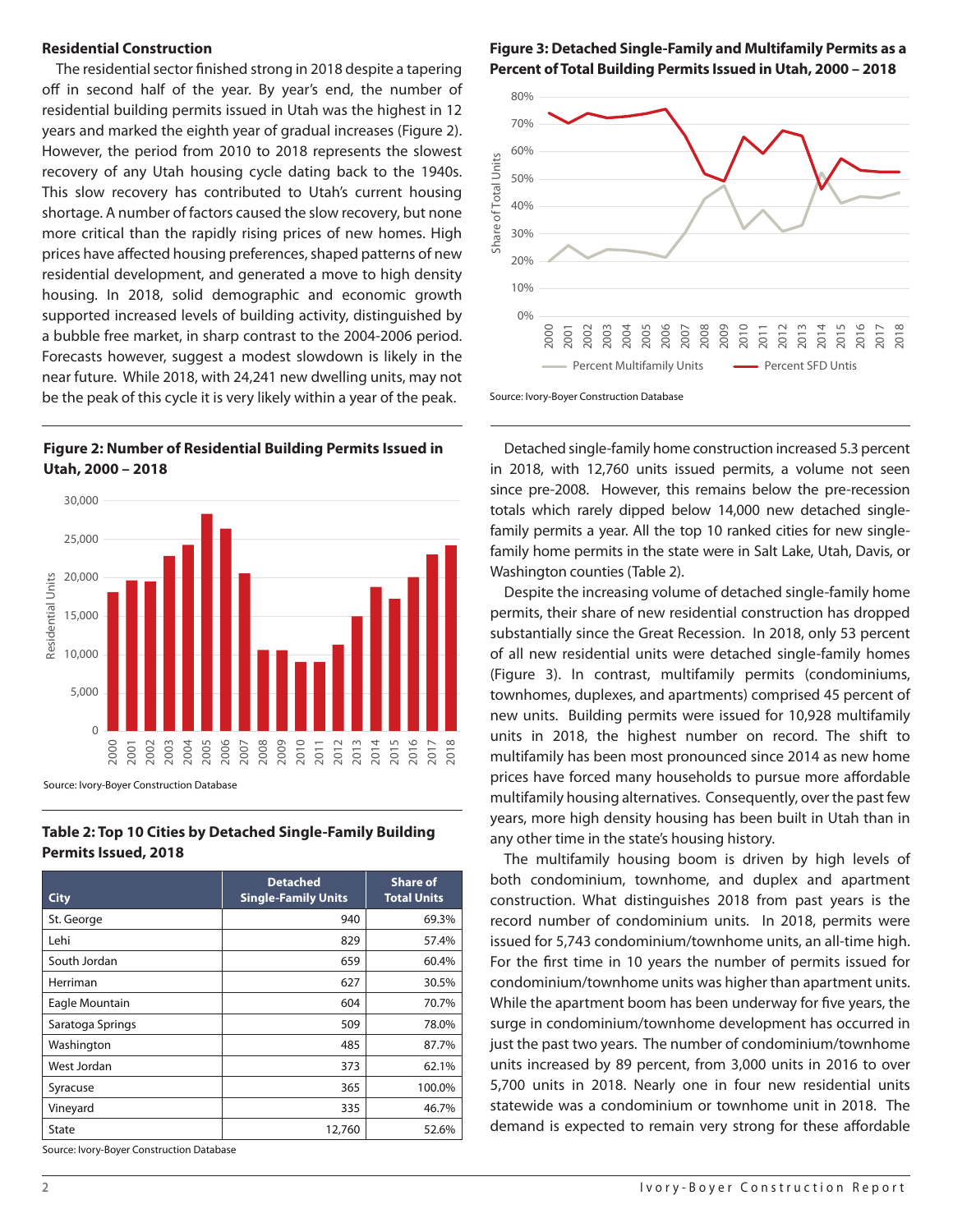## Residential Construction

The residential sector finished strong in 2018 despite a tapering off in second half of the year. By year's end, the number of residential building permits issued in Utah was the highest in 12 years and marked the eighth year of gradual increases (Figure 2). However, the period from 2010 to 2018 represents the slowest recovery of any Utah housing cycle dating back to the 1940s. This slow recovery has contributed to Utah's current housing shortage. A number of factors caused the slow recovery, but none more critical than the rapidly rising prices of new homes. High prices have affected housing preferences, shaped patterns of new residential development, and generated a move to high density housing. In 2018, solid demographic and economic growth supported increased levels of building activity, distinguished by a bubble free market, in sharp contrast to the 2004-2006 period. Forecasts however, suggest a modest slowdown is likely in the near future. While 2018, with 24,241 new dwelling units, may not be the peak of this cycle it is very likely within a year of the peak.

**Figure 2: Number of Residential Building Permits Issued in Utah, 2000 – 2018**

Residential Units

30,000
25,000
20,000
15,000
10,000
5,000
0

2000 2001 2002 2003 2004 2005 2006 2007 2008 2009 2010 2011 2012 2013 2014 2015 2016 2017 2018

Source: Ivory-Boyer Construction Database

**Table 2: Top 10 Cities by Detached Single-Family Building Permits Issued, 2018**

| City | Detached Single-Family Units | Share of Total Units |
|---|---|---|
| St. George | 940 | 69.3% |
| Lehi | 829 | 57.4% |
| South Jordan | 659 | 60.4% |
| Herriman | 627 | 30.5% |
| Eagle Mountain | 604 | 70.7% |
| Saratoga Springs | 509 | 78.0% |
| Washington | 485 | 87.7% |
| West Jordan | 373 | 62.1% |
| Syracuse | 365 | 100.0% |
| Vineyard | 335 | 46.7% |
| State | 12,760 | 52.6% |

Source: Ivory-Boyer Construction Database

**Figure 3: Detached Single-Family and Multifamily Permits as a Percent of Total Building Permits Issued in Utah, 2000 – 2018**

Share of Total Units

80%
70%
60%
50%
40%
30%
20%
10%
0%

2000 2001 2002 2003 2004 2005 2006 2007 2008 2009 2010 2011 2012 2013 2014 2015 2016 2017 2018

Percent Multifamily Units
Percent SFD Untis

Source: Ivory-Boyer Construction Database

Detached single-family home construction increased 5.3 percent in 2018, with 12,760 units issued permits, a volume not seen since pre-2008. However, this remains below the pre-recession totals which rarely dipped below 14,000 new detached single-family permits a year. All the top 10 ranked cities for new single-family home permits in the state were in Salt Lake, Utah, Davis, or Washington counties (Table 2).

Despite the increasing volume of detached single-family home permits, their share of new residential construction has dropped substantially since the Great Recession. In 2018, only 53 percent of all new residential units were detached single-family homes (Figure 3). In contrast, multifamily permits (condominiums, townhomes, duplexes, and apartments) comprised 45 percent of new units. Building permits were issued for 10,928 multifamily units in 2018, the highest number on record. The shift to multifamily has been most pronounced since 2014 as new home prices have forced many households to pursue more affordable multifamily housing alternatives. Consequently, over the past few years, more high density housing has been built in Utah than in any other time in the state's housing history.

The multifamily housing boom is driven by high levels of both condominium, townhome, and duplex and apartment construction. What distinguishes 2018 from past years is the record number of condominium units. In 2018, permits were issued for 5,743 condominium/townhome units, an all-time high. For the first time in 10 years the number of permits issued for condominium/townhome units was higher than apartment units. While the apartment boom has been underway for five years, the surge in condominium/townhome development has occurred in just the past two years. The number of condominium/townhome units increased by 89 percent, from 3,000 units in 2016 to over 5,700 units in 2018. Nearly one in four new residential units statewide was a condominium or townhome unit in 2018. The demand is expected to remain very strong for these affordable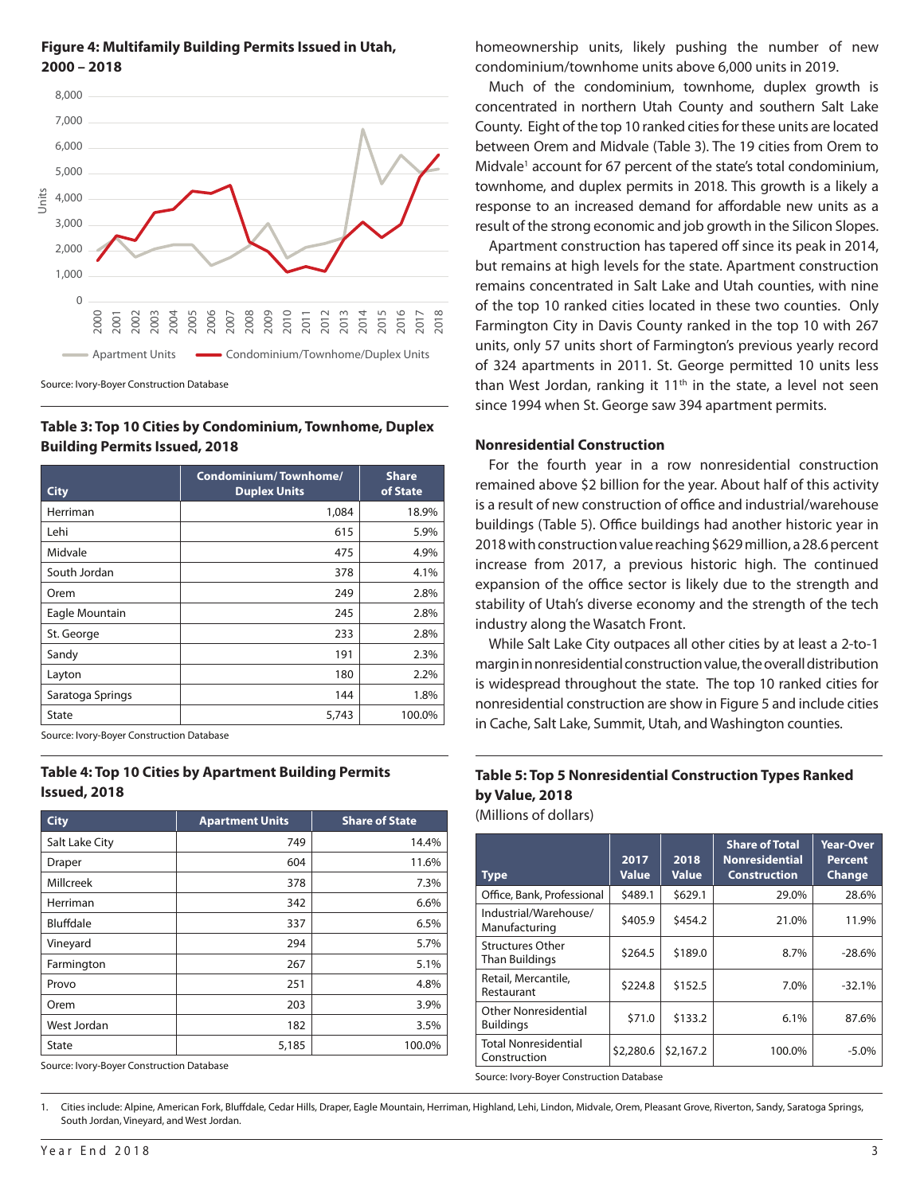**Figure 4: Multifamily Building Permits Issued in Utah, 2000 – 2018**

8,000
7,000
6,000
5,000
4,000
3,000
2,000
1,000
0

Units

2000 2001 2002 2003 2004 2005 2006 2007 2008 2009 2010 2011 2012 2013 2014 2015 2016 2017 2018

Apartment Units
Condominium/Townhome/Duplex Units

Source: Ivory-Boyer Construction Database

**Table 3: Top 10 Cities by Condominium, Townhome, Duplex Building Permits Issued, 2018**

| City | Condominium/ Townhome/ Duplex Units | Share of State |
|---|---|---|
| Herriman | 1,084 | 18.9% |
| Lehi | 615 | 5.9% |
| Midvale | 475 | 4.9% |
| South Jordan | 378 | 4.1% |
| Orem | 249 | 2.8% |
| Eagle Mountain | 245 | 2.8% |
| St. George | 233 | 2.8% |
| Sandy | 191 | 2.3% |
| Layton | 180 | 2.2% |
| Saratoga Springs | 144 | 1.8% |
| State | 5,743 | 100.0% |

Source: Ivory-Boyer Construction Database

**Table 4: Top 10 Cities by Apartment Building Permits Issued, 2018**

| City | Apartment Units | Share of State |
|---|---|---|
| Salt Lake City | 749 | 14.4% |
| Draper | 604 | 11.6% |
| Millcreek | 378 | 7.3% |
| Herriman | 342 | 6.6% |
| Bluffdale | 337 | 6.5% |
| Vineyard | 294 | 5.7% |
| Farmington | 267 | 5.1% |
| Provo | 251 | 4.8% |
| Orem | 203 | 3.9% |
| West Jordan | 182 | 3.5% |
| State | 5,185 | 100.0% |

Source: Ivory-Boyer Construction Database

homeownership units, likely pushing the number of new condominium/townhome units above 6,000 units in 2019.

Much of the condominium, townhome, duplex growth is concentrated in northern Utah County and southern Salt Lake County. Eight of the top 10 ranked cities for these units are located between Orem and Midvale (Table 3). The 19 cities from Orem to Midvale[1] account for 67 percent of the state's total condominium, townhome, and duplex permits in 2018. This growth is a likely a response to an increased demand for affordable new units as a result of the strong economic and job growth in the Silicon Slopes.

Apartment construction has tapered off since its peak in 2014, but remains at high levels for the state. Apartment construction remains concentrated in Salt Lake and Utah counties, with nine of the top 10 ranked cities located in these two counties. Only Farmington City in Davis County ranked in the top 10 with 267 units, only 57 units short of Farmington's previous yearly record of 324 apartments in 2011. St. George permitted 10 units less than West Jordan, ranking it 11th in the state, a level not seen since 1994 when St. George saw 394 apartment permits.

### Nonresidential Construction

For the fourth year in a row nonresidential construction remained above $2 billion for the year. About half of this activity is a result of new construction of office and industrial/warehouse buildings (Table 5). Office buildings had another historic year in 2018 with construction value reaching $629 million, a 28.6 percent increase from 2017, a previous historic high. The continued expansion of the office sector is likely due to the strength and stability of Utah's diverse economy and the strength of the tech industry along the Wasatch Front.

While Salt Lake City outpaces all other cities by at least a 2-to-1 margin in nonresidential construction value, the overall distribution is widespread throughout the state. The top 10 ranked cities for nonresidential construction are show in Figure 5 and include cities in Cache, Salt Lake, Summit, Utah, and Washington counties.

**Table 5: Top 5 Nonresidential Construction Types Ranked by Value, 2018**
(Millions of dollars)

| Type | 2017 Value | 2018 Value | Share of Total Nonresidential Construction | Year-Over Percent Change |
|---|---|---|---|---|
| Office, Bank, Professional | $489.1 | $629.1 | 29.0% | 28.6% |
| Industrial/Warehouse/ Manufacturing | $405.9 | $454.2 | 21.0% | 11.9% |
| Structures Other Than Buildings | $264.5 | $189.0 | 8.7% | -28.6% |
| Retail, Mercantile, Restaurant | $224.8 | $152.5 | 7.0% | -32.1% |
| Other Nonresidential Buildings | $71.0 | $133.2 | 6.1% | 87.6% |
| Total Nonresidential Construction | $2,280.6 | $2,167.2 | 100.0% | -5.0% |

Source: Ivory-Boyer Construction Database

1. Cities include: Alpine, American Fork, Bluffdale, Cedar Hills, Draper, Eagle Mountain, Herriman, Highland, Lehi, Lindon, Midvale, Orem, Pleasant Grove, Riverton, Sandy, Saratoga Springs, South Jordan, Vineyard, and West Jordan.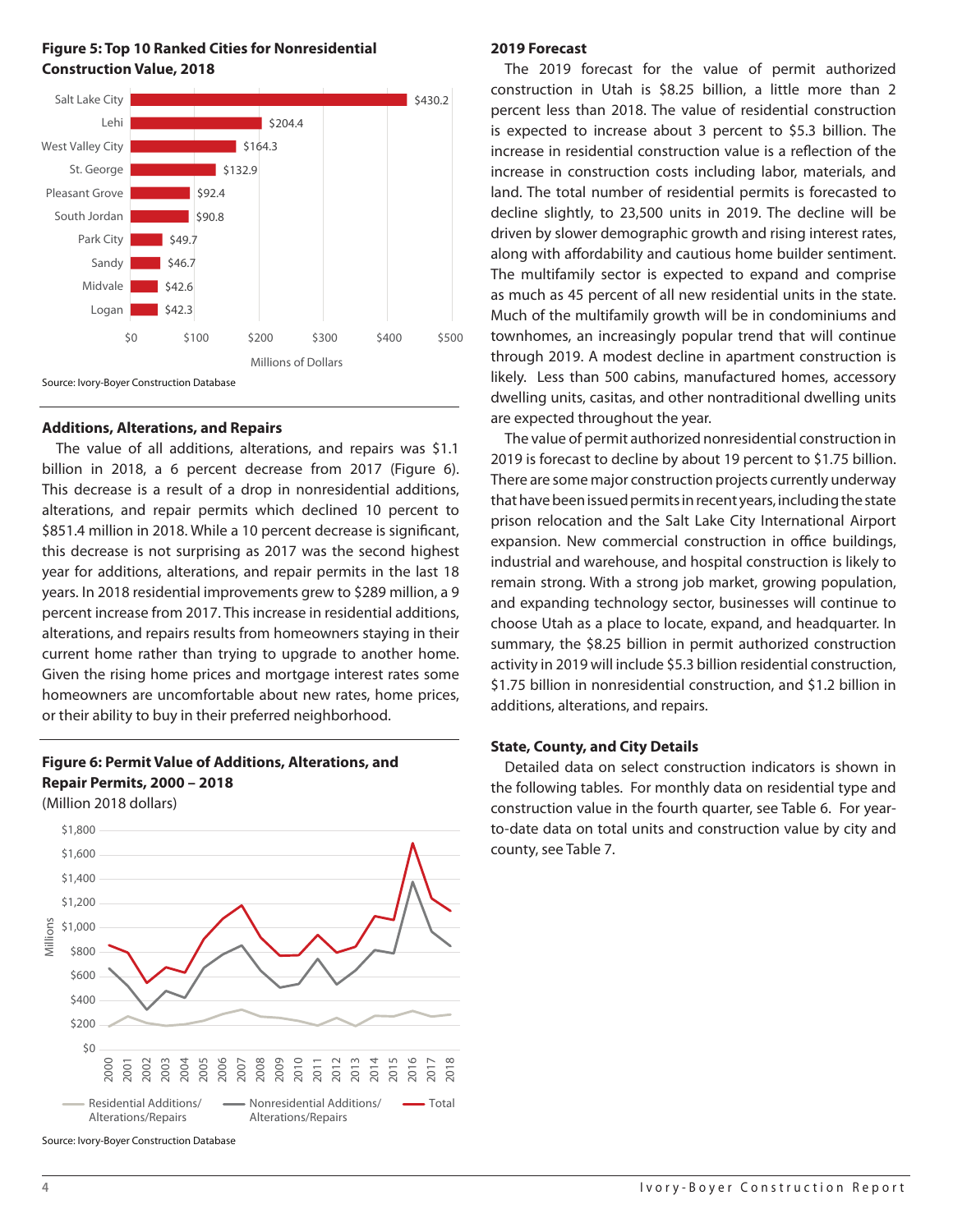**Figure 5: Top 10 Ranked Cities for Nonresidential Construction Value, 2018**

Salt Lake City $430.2
Lehi $204.4
West Valley City $164.3
St. George $132.9
Pleasant Grove $92.4
South Jordan $90.8
Park City $49.7
Sandy $46.7
Midvale $42.6
Logan $42.3

$0 $100 $200 $300 $400 $500

Millions of Dollars

Source: Ivory-Boyer Construction Database

### Additions, Alterations, and Repairs

The value of all additions, alterations, and repairs was $1.1 billion in 2018, a 6 percent decrease from 2017 (Figure 6). This decrease is a result of a drop in nonresidential additions, alterations, and repair permits which declined 10 percent to $851.4 million in 2018. While a 10 percent decrease is significant, this decrease is not surprising as 2017 was the second highest year for additions, alterations, and repair permits in the last 18 years. In 2018 residential improvements grew to $289 million, a 9 percent increase from 2017. This increase in residential additions, alterations, and repairs results from homeowners staying in their current home rather than trying to upgrade to another home. Given the rising home prices and mortgage interest rates some homeowners are uncomfortable about new rates, home prices, or their ability to buy in their preferred neighborhood.

**Figure 6: Permit Value of Additions, Alterations, and Repair Permits, 2000 – 2018**
(Million 2018 dollars)

$1,800
$1,600
$1,400
$1,200
$1,000
$800
$600
$400
$200
$0

Millions

2000 2001 2002 2003 2004 2005 2006 2007 2008 2009 2010 2011 2012 2013 2014 2015 2016 2017 2018

Residential Additions/Alterations/Repairs
Nonresidential Additions/Alterations/Repairs
Total

Source: Ivory-Boyer Construction Database

### 2019 Forecast

The 2019 forecast for the value of permit authorized construction in Utah is $8.25 billion, a little more than 2 percent less than 2018. The value of residential construction is expected to increase about 3 percent to $5.3 billion. The increase in residential construction value is a reflection of the increase in construction costs including labor, materials, and land. The total number of residential permits is forecasted to decline slightly, to 23,500 units in 2019. The decline will be driven by slower demographic growth and rising interest rates, along with affordability and cautious home builder sentiment. The multifamily sector is expected to expand and comprise as much as 45 percent of all new residential units in the state. Much of the multifamily growth will be in condominiums and townhomes, an increasingly popular trend that will continue through 2019. A modest decline in apartment construction is likely. Less than 500 cabins, manufactured homes, accessory dwelling units, casitas, and other nontraditional dwelling units are expected throughout the year.

The value of permit authorized nonresidential construction in 2019 is forecast to decline by about 19 percent to $1.75 billion. There are some major construction projects currently underway that have been issued permits in recent years, including the state prison relocation and the Salt Lake City International Airport expansion. New commercial construction in office buildings, industrial and warehouse, and hospital construction is likely to remain strong. With a strong job market, growing population, and expanding technology sector, businesses will continue to choose Utah as a place to locate, expand, and headquarter. In summary, the $8.25 billion in permit authorized construction activity in 2019 will include $5.3 billion residential construction, $1.75 billion in nonresidential construction, and $1.2 billion in additions, alterations, and repairs.

### State, County, and City Details

Detailed data on select construction indicators is shown in the following tables. For monthly data on residential type and construction value in the fourth quarter, see Table 6. For year-to-date data on total units and construction value by city and county, see Table 7.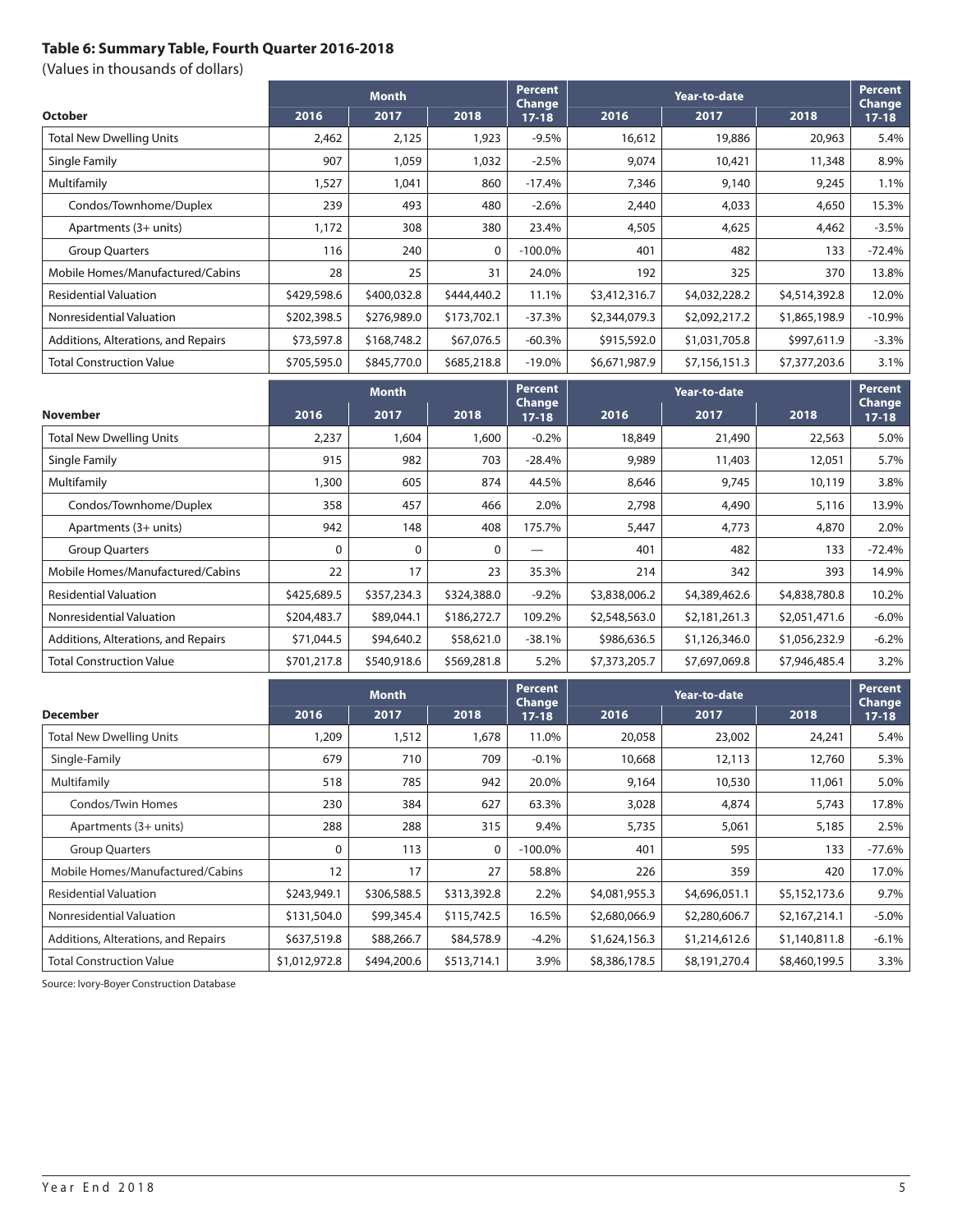**Table 6: Summary Table, Fourth Quarter 2016-2018**
(Values in thousands of dollars)

| | Month | | | Percent Change | Year-to-date | | | Percent Change |
|---|---|---|---|---|---|---|---|---|
| October | 2016 | 2017 | 2018 | 17-18 | 2016 | 2017 | 2018 | 17-18 |
| Total New Dwelling Units | 2,462 | 2,125 | 1,923 | -9.5% | 16,612 | 19,886 | 20,963 | 5.4% |
| Single Family | 907 | 1,059 | 1,032 | -2.5% | 9,074 | 10,421 | 11,348 | 8.9% |
| Multifamily | 1,527 | 1,041 | 860 | -17.4% | 7,346 | 9,140 | 9,245 | 1.1% |
| Condos/Townhome/Duplex | 239 | 493 | 480 | -2.6% | 2,440 | 4,033 | 4,650 | 15.3% |
| Apartments (3+ units) | 1,172 | 308 | 380 | 23.4% | 4,505 | 4,625 | 4,462 | -3.5% |
| Group Quarters | 116 | 240 | 0 | -100.0% | 401 | 482 | 133 | -72.4% |
| Mobile Homes/Manufactured/Cabins | 28 | 25 | 31 | 24.0% | 192 | 325 | 370 | 13.8% |
| Residential Valuation | $429,598.6 | $400,032.8 | $444,440.2 | 11.1% | $3,412,316.7 | $4,032,228.2 | $4,514,392.8 | 12.0% |
| Nonresidential Valuation | $202,398.5 | $276,989.0 | $173,702.1 | -37.3% | $2,344,079.3 | $2,092,217.2 | $1,865,198.9 | -10.9% |
| Additions, Alterations, and Repairs | $73,597.8 | $168,748.2 | $67,076.5 | -60.3% | $915,592.0 | $1,031,705.8 | $997,611.9 | -3.3% |
| Total Construction Value | $705,595.0 | $845,770.0 | $685,218.8 | -19.0% | $6,671,987.9 | $7,156,151.3 | $7,377,203.6 | 3.1% |

| | Month | | | Percent Change | Year-to-date | | | Percent Change |
|---|---|---|---|---|---|---|---|---|
| November | 2016 | 2017 | 2018 | 17-18 | 2016 | 2017 | 2018 | 17-18 |
| Total New Dwelling Units | 2,237 | 1,604 | 1,600 | -0.2% | 18,849 | 21,490 | 22,563 | 5.0% |
| Single Family | 915 | 982 | 703 | -28.4% | 9,989 | 11,403 | 12,051 | 5.7% |
| Multifamily | 1,300 | 605 | 874 | 44.5% | 8,646 | 9,745 | 10,119 | 3.8% |
| Condos/Townhome/Duplex | 358 | 457 | 466 | 2.0% | 2,798 | 4,490 | 5,116 | 13.9% |
| Apartments (3+ units) | 942 | 148 | 408 | 175.7% | 5,447 | 4,773 | 4,870 | 2.0% |
| Group Quarters | 0 | 0 | 0 | — | 401 | 482 | 133 | -72.4% |
| Mobile Homes/Manufactured/Cabins | 22 | 17 | 23 | 35.3% | 214 | 342 | 393 | 14.9% |
| Residential Valuation | $425,689.5 | $357,234.3 | $324,388.0 | -9.2% | $3,838,006.2 | $4,389,462.6 | $4,838,780.8 | 10.2% |
| Nonresidential Valuation | $204,483.7 | $89,044.1 | $186,272.7 | 109.2% | $2,548,563.0 | $2,181,261.3 | $2,051,471.6 | -6.0% |
| Additions, Alterations, and Repairs | $71,044.5 | $94,640.2 | $58,621.0 | -38.1% | $986,636.5 | $1,126,346.0 | $1,056,232.9 | -6.2% |
| Total Construction Value | $701,217.8 | $540,918.6 | $569,281.8 | 5.2% | $7,373,205.7 | $7,697,069.8 | $7,946,485.4 | 3.2% |

| | Month | | | Percent Change | Year-to-date | | | Percent Change |
|---|---|---|---|---|---|---|---|---|
| December | 2016 | 2017 | 2018 | 17-18 | 2016 | 2017 | 2018 | 17-18 |
| Total New Dwelling Units | 1,209 | 1,512 | 1,678 | 11.0% | 20,058 | 23,002 | 24,241 | 5.4% |
| Single-Family | 679 | 710 | 709 | -0.1% | 10,668 | 12,113 | 12,760 | 5.3% |
| Multifamily | 518 | 785 | 942 | 20.0% | 9,164 | 10,530 | 11,061 | 5.0% |
| Condos/Twin Homes | 230 | 384 | 627 | 63.3% | 3,028 | 4,874 | 5,743 | 17.8% |
| Apartments (3+ units) | 288 | 288 | 315 | 9.4% | 5,735 | 5,061 | 5,185 | 2.5% |
| Group Quarters | 0 | 113 | 0 | -100.0% | 401 | 595 | 133 | -77.6% |
| Mobile Homes/Manufactured/Cabins | 12 | 17 | 27 | 58.8% | 226 | 359 | 420 | 17.0% |
| Residential Valuation | $243,949.1 | $306,588.5 | $313,392.8 | 2.2% | $4,081,955.3 | $4,696,051.1 | $5,152,173.6 | 9.7% |
| Nonresidential Valuation | $131,504.0 | $99,345.4 | $115,742.5 | 16.5% | $2,680,066.9 | $2,280,606.7 | $2,167,214.1 | -5.0% |
| Additions, Alterations, and Repairs | $637,519.8 | $88,266.7 | $84,578.9 | -4.2% | $1,624,156.3 | $1,214,612.6 | $1,140,811.8 | -6.1% |
| Total Construction Value | $1,012,972.8 | $494,200.6 | $513,714.1 | 3.9% | $8,386,178.5 | $8,191,270.4 | $8,460,199.5 | 3.3% |

Source: Ivory-Boyer Construction Database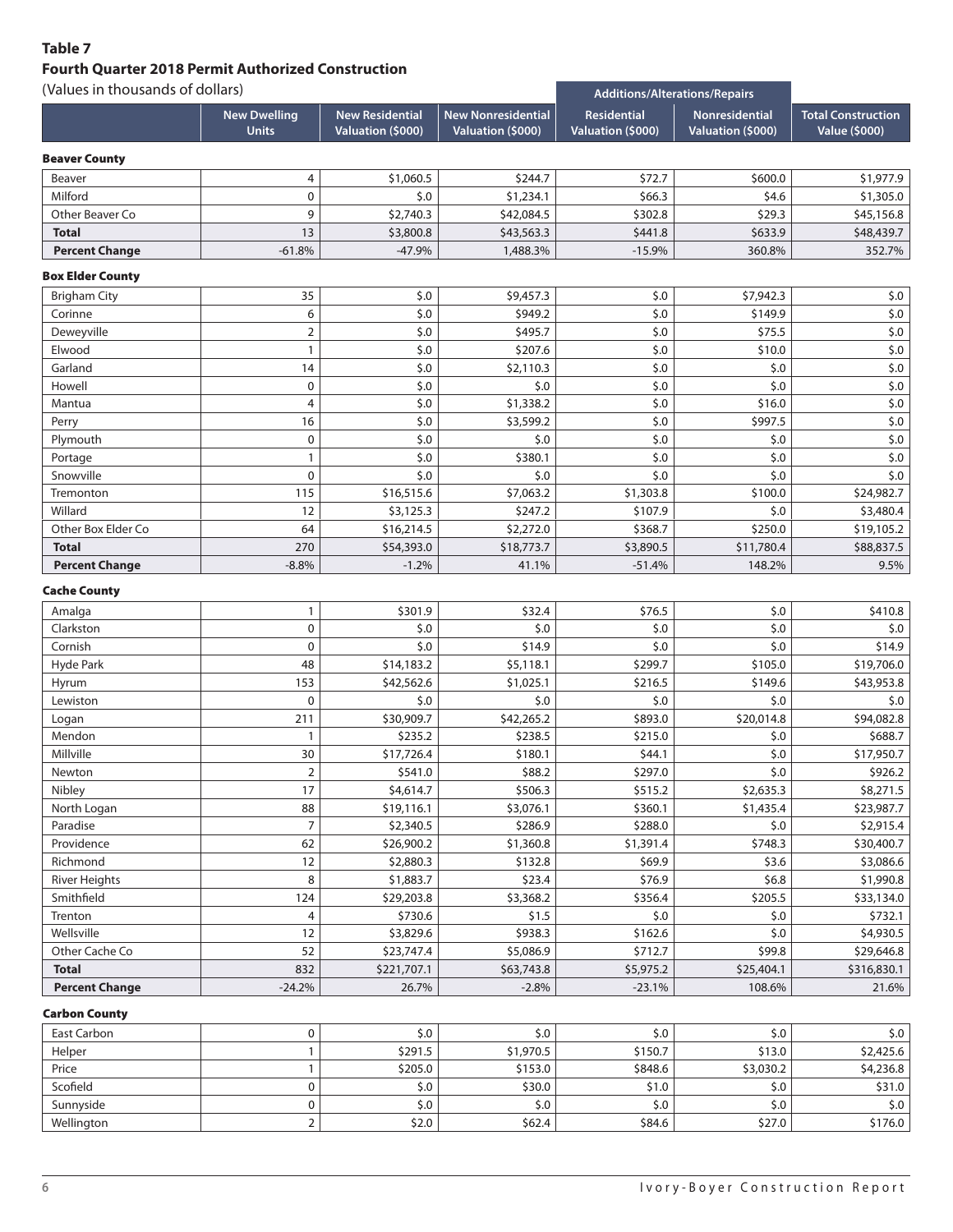**Table 7**
**Fourth Quarter 2018 Permit Authorized Construction**

(Values in thousands of dollars)

| | New Dwelling Units | New Residential Valuation ($000) | New Nonresidential Valuation ($000) | Additions/Alterations/Repairs Residential Valuation ($000) | Additions/Alterations/Repairs Nonresidential Valuation ($000) | Total Construction Value ($000) |
|---|---|---|---|---|---|---|
| **Beaver County** | | | | | | |
| Beaver | 4 | $1,060.5 | $244.7 | $72.7 | $600.0 | $1,977.9 |
| Milford | 0 | $.0 | $1,234.1 | $66.3 | $4.6 | $1,305.0 |
| Other Beaver Co | 9 | $2,740.3 | $42,084.5 | $302.8 | $29.3 | $45,156.8 |
| **Total** | 13 | $3,800.8 | $43,563.3 | $441.8 | $633.9 | $48,439.7 |
| **Percent Change** | -61.8% | -47.9% | 1,488.3% | -15.9% | 360.8% | 352.7% |
| **Box Elder County** | | | | | | |
| Brigham City | 35 | $.0 | $9,457.3 | $.0 | $7,942.3 | $.0 |
| Corinne | 6 | $.0 | $949.2 | $.0 | $149.9 | $.0 |
| Deweyville | 2 | $.0 | $495.7 | $.0 | $75.5 | $.0 |
| Elwood | 1 | $.0 | $207.6 | $.0 | $10.0 | $.0 |
| Garland | 14 | $.0 | $2,110.3 | $.0 | $.0 | $.0 |
| Howell | 0 | $.0 | $.0 | $.0 | $.0 | $.0 |
| Mantua | 4 | $.0 | $1,338.2 | $.0 | $16.0 | $.0 |
| Perry | 16 | $.0 | $3,599.2 | $.0 | $997.5 | $.0 |
| Plymouth | 0 | $.0 | $.0 | $.0 | $.0 | $.0 |
| Portage | 1 | $.0 | $380.1 | $.0 | $.0 | $.0 |
| Snowville | 0 | $.0 | $.0 | $.0 | $.0 | $.0 |
| Tremonton | 115 | $16,515.6 | $7,063.2 | $1,303.8 | $100.0 | $24,982.7 |
| Willard | 12 | $3,125.3 | $247.2 | $107.9 | $.0 | $3,480.4 |
| Other Box Elder Co | 64 | $16,214.5 | $2,272.0 | $368.7 | $250.0 | $19,105.2 |
| **Total** | 270 | $54,393.0 | $18,773.7 | $3,890.5 | $11,780.4 | $88,837.5 |
| **Percent Change** | -8.8% | -1.2% | 41.1% | -51.4% | 148.2% | 9.5% |
| **Cache County** | | | | | | |
| Amalga | 1 | $301.9 | $32.4 | $76.5 | $.0 | $410.8 |
| Clarkston | 0 | $.0 | $.0 | $.0 | $.0 | $.0 |
| Cornish | 0 | $.0 | $14.9 | $.0 | $.0 | $14.9 |
| Hyde Park | 48 | $14,183.2 | $5,118.1 | $299.7 | $105.0 | $19,706.0 |
| Hyrum | 153 | $42,562.6 | $1,025.1 | $216.5 | $149.6 | $43,953.8 |
| Lewiston | 0 | $.0 | $.0 | $.0 | $.0 | $.0 |
| Logan | 211 | $30,909.7 | $42,265.2 | $893.0 | $20,014.8 | $94,082.8 |
| Mendon | 1 | $235.2 | $238.5 | $215.0 | $.0 | $688.7 |
| Millville | 30 | $17,726.4 | $180.1 | $44.1 | $.0 | $17,950.7 |
| Newton | 2 | $541.0 | $88.2 | $297.0 | $.0 | $926.2 |
| Nibley | 17 | $4,614.7 | $506.3 | $515.2 | $2,635.3 | $8,271.5 |
| North Logan | 88 | $19,116.1 | $3,076.1 | $360.1 | $1,435.4 | $23,987.7 |
| Paradise | 7 | $2,340.5 | $286.9 | $288.0 | $.0 | $2,915.4 |
| Providence | 62 | $26,900.2 | $1,360.8 | $1,391.4 | $748.3 | $30,400.7 |
| Richmond | 12 | $2,880.3 | $132.8 | $69.9 | $3.6 | $3,086.6 |
| River Heights | 8 | $1,883.7 | $23.4 | $76.9 | $6.8 | $1,990.8 |
| Smithfield | 124 | $29,203.8 | $3,368.2 | $356.4 | $205.5 | $33,134.0 |
| Trenton | 4 | $730.6 | $1.5 | $.0 | $.0 | $732.1 |
| Wellsville | 12 | $3,829.6 | $938.3 | $162.6 | $.0 | $4,930.5 |
| Other Cache Co | 52 | $23,747.4 | $5,086.9 | $712.7 | $99.8 | $29,646.8 |
| **Total** | 832 | $221,707.1 | $63,743.8 | $5,975.2 | $25,404.1 | $316,830.1 |
| **Percent Change** | -24.2% | 26.7% | -2.8% | -23.1% | 108.6% | 21.6% |
| **Carbon County** | | | | | | |
| East Carbon | 0 | $.0 | $.0 | $.0 | $.0 | $.0 |
| Helper | 1 | $291.5 | $1,970.5 | $150.7 | $13.0 | $2,425.6 |
| Price | 1 | $205.0 | $153.0 | $848.6 | $3,030.2 | $4,236.8 |
| Scofield | 0 | $.0 | $30.0 | $1.0 | $.0 | $31.0 |
| Sunnyside | 0 | $.0 | $.0 | $.0 | $.0 | $.0 |
| Wellington | 2 | $2.0 | $62.4 | $84.6 | $27.0 | $176.0 |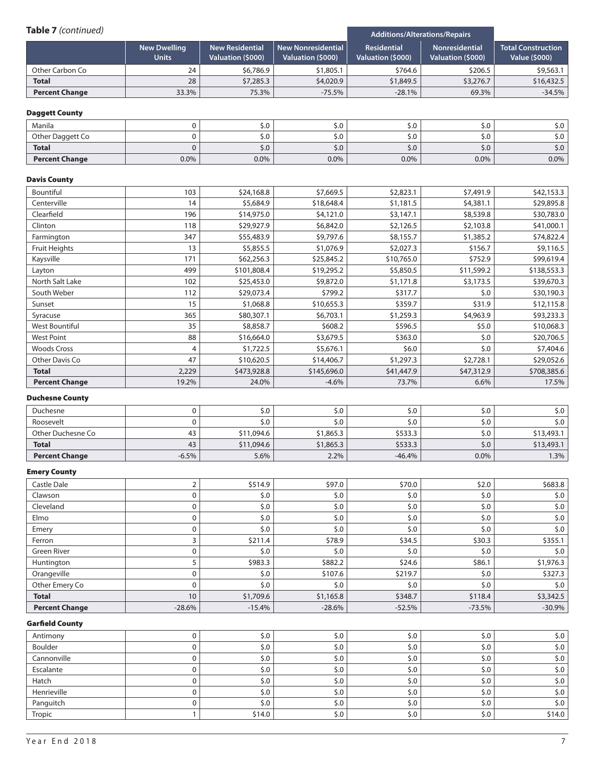**Table 7** *(continued)*

| | New Dwelling Units | New Residential Valuation ($000) | New Nonresidential Valuation ($000) | Additions/Alterations/Repairs Residential Valuation ($000) | Additions/Alterations/Repairs Nonresidential Valuation ($000) | Total Construction Value ($000) |
|---|---|---|---|---|---|---|
| Other Carbon Co | 24 | $6,786.9 | $1,805.1 | $764.6 | $206.5 | $9,563.1 |
| **Total** | 28 | $7,285.3 | $4,020.9 | $1,849.5 | $3,276.7 | $16,432.5 |
| **Percent Change** | 33.3% | 75.3% | -75.5% | -28.1% | 69.3% | -34.5% |

**Daggett County**

| | | | | | | |
|---|---|---|---|---|---|---|
| Manila | 0 | $.0 | $.0 | $.0 | $.0 | $.0 |
| Other Daggett Co | 0 | $.0 | $.0 | $.0 | $.0 | $.0 |
| **Total** | 0 | $.0 | $.0 | $.0 | $.0 | $.0 |
| **Percent Change** | 0.0% | 0.0% | 0.0% | 0.0% | 0.0% | 0.0% |

**Davis County**

| | | | | | | |
|---|---|---|---|---|---|---|
| Bountiful | 103 | $24,168.8 | $7,669.5 | $2,823.1 | $7,491.9 | $42,153.3 |
| Centerville | 14 | $5,684.9 | $18,648.4 | $1,181.5 | $4,381.1 | $29,895.8 |
| Clearfield | 196 | $14,975.0 | $4,121.0 | $3,147.1 | $8,539.8 | $30,783.0 |
| Clinton | 118 | $29,927.9 | $6,842.0 | $2,126.5 | $2,103.8 | $41,000.1 |
| Farmington | 347 | $55,483.9 | $9,797.6 | $8,155.7 | $1,385.2 | $74,822.4 |
| Fruit Heights | 13 | $5,855.5 | $1,076.9 | $2,027.3 | $156.7 | $9,116.5 |
| Kaysville | 171 | $62,256.3 | $25,845.2 | $10,765.0 | $752.9 | $99,619.4 |
| Layton | 499 | $101,808.4 | $19,295.2 | $5,850.5 | $11,599.2 | $138,553.3 |
| North Salt Lake | 102 | $25,453.0 | $9,872.0 | $1,171.8 | $3,173.5 | $39,670.3 |
| South Weber | 112 | $29,073.4 | $799.2 | $317.7 | $.0 | $30,190.3 |
| Sunset | 15 | $1,068.8 | $10,655.3 | $359.7 | $31.9 | $12,115.8 |
| Syracuse | 365 | $80,307.1 | $6,703.1 | $1,259.3 | $4,963.9 | $93,233.3 |
| West Bountiful | 35 | $8,858.7 | $608.2 | $596.5 | $5.0 | $10,068.3 |
| West Point | 88 | $16,664.0 | $3,679.5 | $363.0 | $.0 | $20,706.5 |
| Woods Cross | 4 | $1,722.5 | $5,676.1 | $6.0 | $.0 | $7,404.6 |
| Other Davis Co | 47 | $10,620.5 | $14,406.7 | $1,297.3 | $2,728.1 | $29,052.6 |
| **Total** | 2,229 | $473,928.8 | $145,696.0 | $41,447.9 | $47,312.9 | $708,385.6 |
| **Percent Change** | 19.2% | 24.0% | -4.6% | 73.7% | 6.6% | 17.5% |

**Duchesne County**

| | | | | | | |
|---|---|---|---|---|---|---|
| Duchesne | 0 | $.0 | $.0 | $.0 | $.0 | $.0 |
| Roosevelt | 0 | $.0 | $.0 | $.0 | $.0 | $.0 |
| Other Duchesne Co | 43 | $11,094.6 | $1,865.3 | $533.3 | $.0 | $13,493.1 |
| **Total** | 43 | $11,094.6 | $1,865.3 | $533.3 | $.0 | $13,493.1 |
| **Percent Change** | -6.5% | 5.6% | 2.2% | -46.4% | 0.0% | 1.3% |

**Emery County**

| | | | | | | |
|---|---|---|---|---|---|---|
| Castle Dale | 2 | $514.9 | $97.0 | $70.0 | $2.0 | $683.8 |
| Clawson | 0 | $.0 | $.0 | $.0 | $.0 | $.0 |
| Cleveland | 0 | $.0 | $.0 | $.0 | $.0 | $.0 |
| Elmo | 0 | $.0 | $.0 | $.0 | $.0 | $.0 |
| Emery | 0 | $.0 | $.0 | $.0 | $.0 | $.0 |
| Ferron | 3 | $211.4 | $78.9 | $34.5 | $30.3 | $355.1 |
| Green River | 0 | $.0 | $.0 | $.0 | $.0 | $.0 |
| Huntington | 5 | $983.3 | $882.2 | $24.6 | $86.1 | $1,976.3 |
| Orangeville | 0 | $.0 | $107.6 | $219.7 | $.0 | $327.3 |
| Other Emery Co | 0 | $.0 | $.0 | $.0 | $.0 | $.0 |
| **Total** | 10 | $1,709.6 | $1,165.8 | $348.7 | $118.4 | $3,342.5 |
| **Percent Change** | -28.6% | -15.4% | -28.6% | -52.5% | -73.5% | -30.9% |

**Garfield County**

| | | | | | | |
|---|---|---|---|---|---|---|
| Antimony | 0 | $.0 | $.0 | $.0 | $.0 | $.0 |
| Boulder | 0 | $.0 | $.0 | $.0 | $.0 | $.0 |
| Cannonville | 0 | $.0 | $.0 | $.0 | $.0 | $.0 |
| Escalante | 0 | $.0 | $.0 | $.0 | $.0 | $.0 |
| Hatch | 0 | $.0 | $.0 | $.0 | $.0 | $.0 |
| Henrieville | 0 | $.0 | $.0 | $.0 | $.0 | $.0 |
| Panguitch | 0 | $.0 | $.0 | $.0 | $.0 | $.0 |
| Tropic | 1 | $14.0 | $.0 | $.0 | $.0 | $14.0 |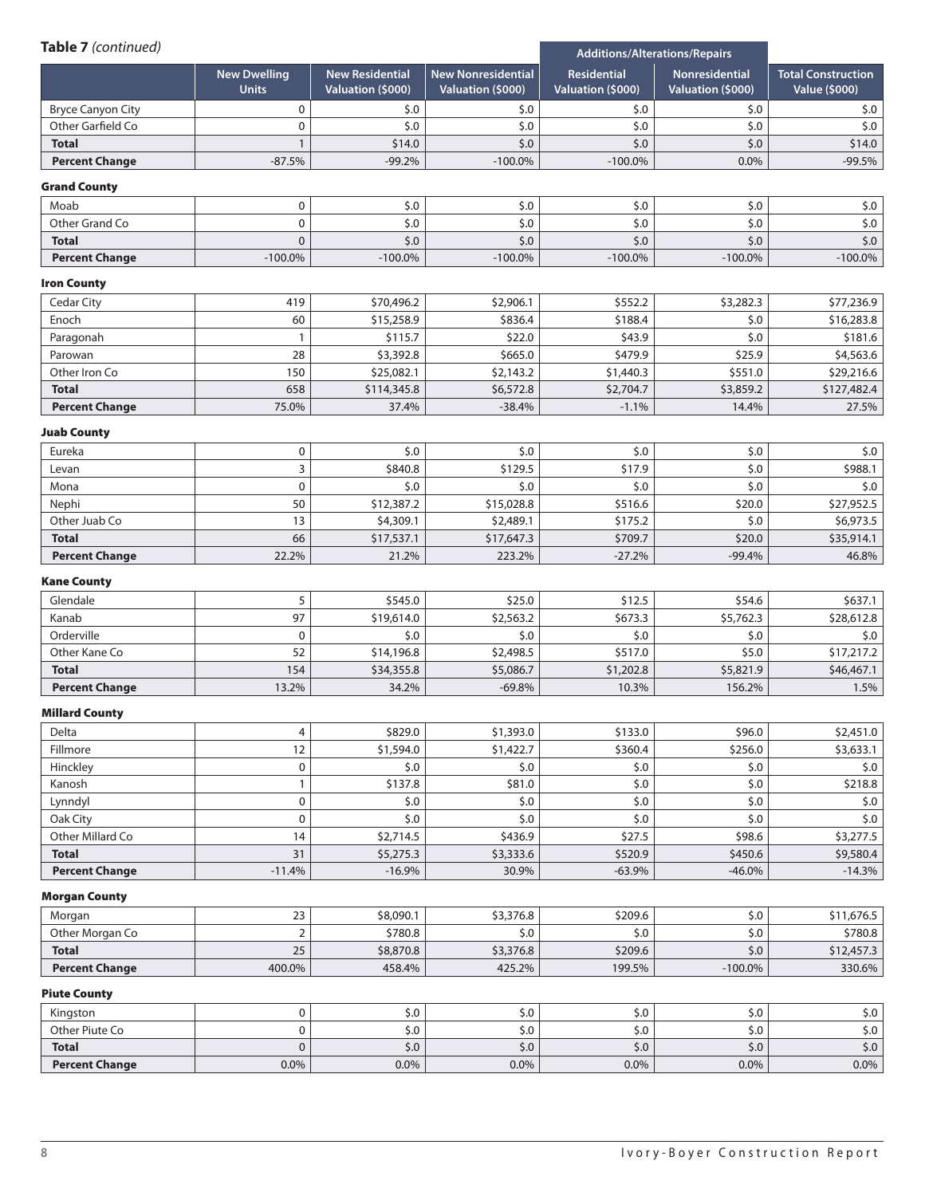**Table 7** *(continued)*

| | New Dwelling Units | New Residential Valuation ($000) | New Nonresidential Valuation ($000) | Additions/Alterations/Repairs Residential Valuation ($000) | Additions/Alterations/Repairs Nonresidential Valuation ($000) | Total Construction Value ($000) |
|---|---|---|---|---|---|---|
| Bryce Canyon City | 0 | $.0 | $.0 | $.0 | $.0 | $.0 |
| Other Garfield Co | 0 | $.0 | $.0 | $.0 | $.0 | $.0 |
| **Total** | 1 | $14.0 | $.0 | $.0 | $.0 | $14.0 |
| **Percent Change** | -87.5% | -99.2% | -100.0% | -100.0% | 0.0% | -99.5% |
| **Grand County** | | | | | | |
| Moab | 0 | $.0 | $.0 | $.0 | $.0 | $.0 |
| Other Grand Co | 0 | $.0 | $.0 | $.0 | $.0 | $.0 |
| **Total** | 0 | $.0 | $.0 | $.0 | $.0 | $.0 |
| **Percent Change** | -100.0% | -100.0% | -100.0% | -100.0% | -100.0% | -100.0% |
| **Iron County** | | | | | | |
| Cedar City | 419 | $70,496.2 | $2,906.1 | $552.2 | $3,282.3 | $77,236.9 |
| Enoch | 60 | $15,258.9 | $836.4 | $188.4 | $.0 | $16,283.8 |
| Paragonah | 1 | $115.7 | $22.0 | $43.9 | $.0 | $181.6 |
| Parowan | 28 | $3,392.8 | $665.0 | $479.9 | $25.9 | $4,563.6 |
| Other Iron Co | 150 | $25,082.1 | $2,143.2 | $1,440.3 | $551.0 | $29,216.6 |
| **Total** | 658 | $114,345.8 | $6,572.8 | $2,704.7 | $3,859.2 | $127,482.4 |
| **Percent Change** | 75.0% | 37.4% | -38.4% | -1.1% | 14.4% | 27.5% |
| **Juab County** | | | | | | |
| Eureka | 0 | $.0 | $.0 | $.0 | $.0 | $.0 |
| Levan | 3 | $840.8 | $129.5 | $17.9 | $.0 | $988.1 |
| Mona | 0 | $.0 | $.0 | $.0 | $.0 | $.0 |
| Nephi | 50 | $12,387.2 | $15,028.8 | $516.6 | $20.0 | $27,952.5 |
| Other Juab Co | 13 | $4,309.1 | $2,489.1 | $175.2 | $.0 | $6,973.5 |
| **Total** | 66 | $17,537.1 | $17,647.3 | $709.7 | $20.0 | $35,914.1 |
| **Percent Change** | 22.2% | 21.2% | 223.2% | -27.2% | -99.4% | 46.8% |
| **Kane County** | | | | | | |
| Glendale | 5 | $545.0 | $25.0 | $12.5 | $54.6 | $637.1 |
| Kanab | 97 | $19,614.0 | $2,563.2 | $673.3 | $5,762.3 | $28,612.8 |
| Orderville | 0 | $.0 | $.0 | $.0 | $.0 | $.0 |
| Other Kane Co | 52 | $14,196.8 | $2,498.5 | $517.0 | $5.0 | $17,217.2 |
| **Total** | 154 | $34,355.8 | $5,086.7 | $1,202.8 | $5,821.9 | $46,467.1 |
| **Percent Change** | 13.2% | 34.2% | -69.8% | 10.3% | 156.2% | 1.5% |
| **Millard County** | | | | | | |
| Delta | 4 | $829.0 | $1,393.0 | $133.0 | $96.0 | $2,451.0 |
| Fillmore | 12 | $1,594.0 | $1,422.7 | $360.4 | $256.0 | $3,633.1 |
| Hinckley | 0 | $.0 | $.0 | $.0 | $.0 | $.0 |
| Kanosh | 1 | $137.8 | $81.0 | $.0 | $.0 | $218.8 |
| Lynndyl | 0 | $.0 | $.0 | $.0 | $.0 | $.0 |
| Oak City | 0 | $.0 | $.0 | $.0 | $.0 | $.0 |
| Other Millard Co | 14 | $2,714.5 | $436.9 | $27.5 | $98.6 | $3,277.5 |
| **Total** | 31 | $5,275.3 | $3,333.6 | $520.9 | $450.6 | $9,580.4 |
| **Percent Change** | -11.4% | -16.9% | 30.9% | -63.9% | -46.0% | -14.3% |
| **Morgan County** | | | | | | |
| Morgan | 23 | $8,090.1 | $3,376.8 | $209.6 | $.0 | $11,676.5 |
| Other Morgan Co | 2 | $780.8 | $.0 | $.0 | $.0 | $780.8 |
| **Total** | 25 | $8,870.8 | $3,376.8 | $209.6 | $.0 | $12,457.3 |
| **Percent Change** | 400.0% | 458.4% | 425.2% | 199.5% | -100.0% | 330.6% |
| **Piute County** | | | | | | |
| Kingston | 0 | $.0 | $.0 | $.0 | $.0 | $.0 |
| Other Piute Co | 0 | $.0 | $.0 | $.0 | $.0 | $.0 |
| **Total** | 0 | $.0 | $.0 | $.0 | $.0 | $.0 |
| **Percent Change** | 0.0% | 0.0% | 0.0% | 0.0% | 0.0% | 0.0% |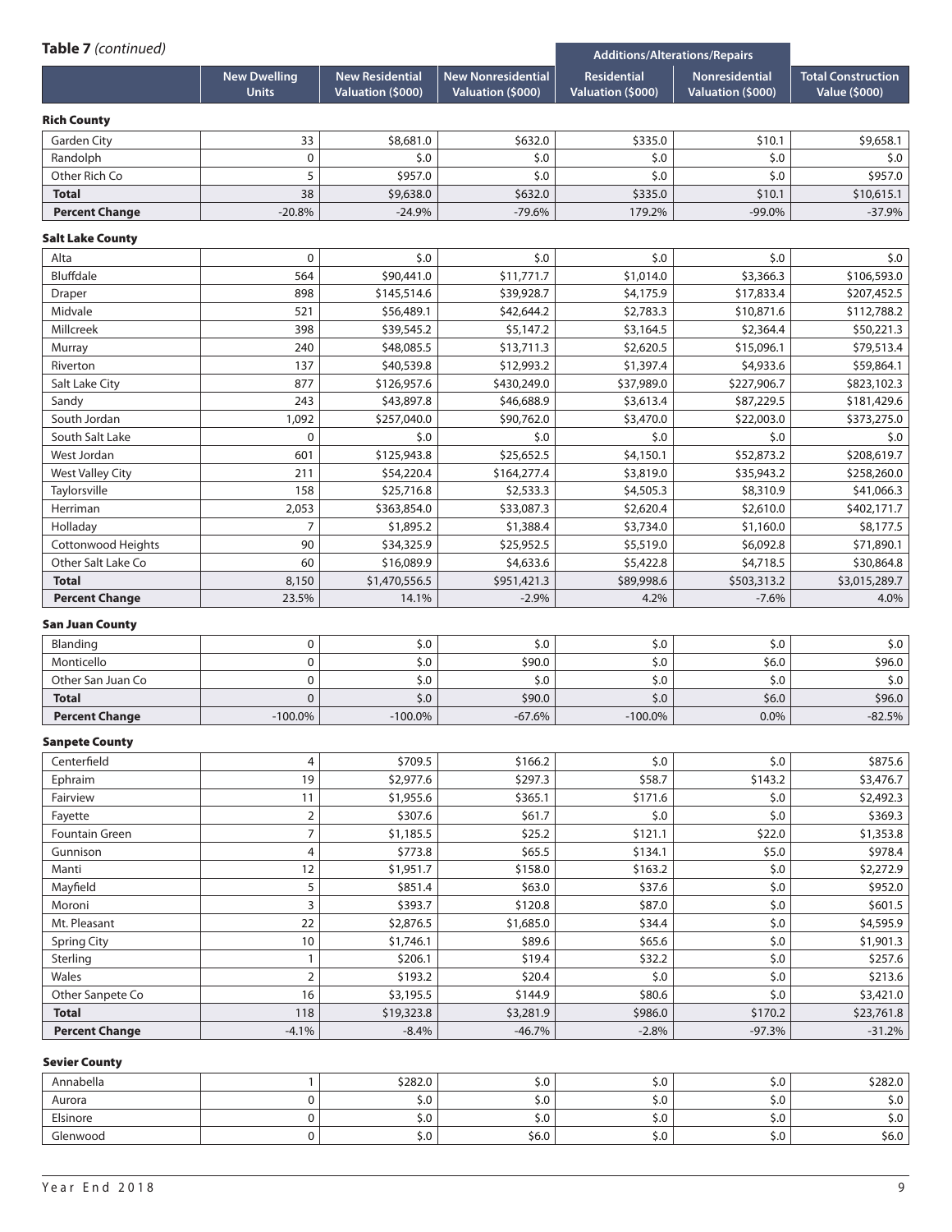**Table 7** *(continued)*

| | New Dwelling Units | New Residential Valuation ($000) | New Nonresidential Valuation ($000) | Additions/Alterations/Repairs Residential Valuation ($000) | Additions/Alterations/Repairs Nonresidential Valuation ($000) | Total Construction Value ($000) |
|---|---|---|---|---|---|---|
| **Rich County** | | | | | | |
| Garden City | 33 | $8,681.0 | $632.0 | $335.0 | $10.1 | $9,658.1 |
| Randolph | 0 | $.0 | $.0 | $.0 | $.0 | $.0 |
| Other Rich Co | 5 | $957.0 | $.0 | $.0 | $.0 | $957.0 |
| **Total** | 38 | $9,638.0 | $632.0 | $335.0 | $10.1 | $10,615.1 |
| **Percent Change** | -20.8% | -24.9% | -79.6% | 179.2% | -99.0% | -37.9% |
| **Salt Lake County** | | | | | | |
| Alta | 0 | $.0 | $.0 | $.0 | $.0 | $.0 |
| Bluffdale | 564 | $90,441.0 | $11,771.7 | $1,014.0 | $3,366.3 | $106,593.0 |
| Draper | 898 | $145,514.6 | $39,928.7 | $4,175.9 | $17,833.4 | $207,452.5 |
| Midvale | 521 | $56,489.1 | $42,644.2 | $2,783.3 | $10,871.6 | $112,788.2 |
| Millcreek | 398 | $39,545.2 | $5,147.2 | $3,164.5 | $2,364.4 | $50,221.3 |
| Murray | 240 | $48,085.5 | $13,711.3 | $2,620.5 | $15,096.1 | $79,513.4 |
| Riverton | 137 | $40,539.8 | $12,993.2 | $1,397.4 | $4,933.6 | $59,864.1 |
| Salt Lake City | 877 | $126,957.6 | $430,249.0 | $37,989.0 | $227,906.7 | $823,102.3 |
| Sandy | 243 | $43,897.8 | $46,688.9 | $3,613.4 | $87,229.5 | $181,429.6 |
| South Jordan | 1,092 | $257,040.0 | $90,762.0 | $3,470.0 | $22,003.0 | $373,275.0 |
| South Salt Lake | 0 | $.0 | $.0 | $.0 | $.0 | $.0 |
| West Jordan | 601 | $125,943.8 | $25,652.5 | $4,150.1 | $52,873.2 | $208,619.7 |
| West Valley City | 211 | $54,220.4 | $164,277.4 | $3,819.0 | $35,943.2 | $258,260.0 |
| Taylorsville | 158 | $25,716.8 | $2,533.3 | $4,505.3 | $8,310.9 | $41,066.3 |
| Herriman | 2,053 | $363,854.0 | $33,087.3 | $2,620.4 | $2,610.0 | $402,171.7 |
| Holladay | 7 | $1,895.2 | $1,388.4 | $3,734.0 | $1,160.0 | $8,177.5 |
| Cottonwood Heights | 90 | $34,325.9 | $25,952.5 | $5,519.0 | $6,092.8 | $71,890.1 |
| Other Salt Lake Co | 60 | $16,089.9 | $4,633.6 | $5,422.8 | $4,718.5 | $30,864.8 |
| **Total** | 8,150 | $1,470,556.5 | $951,421.3 | $89,998.6 | $503,313.2 | $3,015,289.7 |
| **Percent Change** | 23.5% | 14.1% | -2.9% | 4.2% | -7.6% | 4.0% |
| **San Juan County** | | | | | | |
| Blanding | 0 | $.0 | $.0 | $.0 | $.0 | $.0 |
| Monticello | 0 | $.0 | $90.0 | $.0 | $6.0 | $96.0 |
| Other San Juan Co | 0 | $.0 | $.0 | $.0 | $.0 | $.0 |
| **Total** | 0 | $.0 | $90.0 | $.0 | $6.0 | $96.0 |
| **Percent Change** | -100.0% | -100.0% | -67.6% | -100.0% | 0.0% | -82.5% |
| **Sanpete County** | | | | | | |
| Centerfield | 4 | $709.5 | $166.2 | $.0 | $.0 | $875.6 |
| Ephraim | 19 | $2,977.6 | $297.3 | $58.7 | $143.2 | $3,476.7 |
| Fairview | 11 | $1,955.6 | $365.1 | $171.6 | $.0 | $2,492.3 |
| Fayette | 2 | $307.6 | $61.7 | $.0 | $.0 | $369.3 |
| Fountain Green | 7 | $1,185.5 | $25.2 | $121.1 | $22.0 | $1,353.8 |
| Gunnison | 4 | $773.8 | $65.5 | $134.1 | $5.0 | $978.4 |
| Manti | 12 | $1,951.7 | $158.0 | $163.2 | $.0 | $2,272.9 |
| Mayfield | 5 | $851.4 | $63.0 | $37.6 | $.0 | $952.0 |
| Moroni | 3 | $393.7 | $120.8 | $87.0 | $.0 | $601.5 |
| Mt. Pleasant | 22 | $2,876.5 | $1,685.0 | $34.4 | $.0 | $4,595.9 |
| Spring City | 10 | $1,746.1 | $89.6 | $65.6 | $.0 | $1,901.3 |
| Sterling | 1 | $206.1 | $19.4 | $32.2 | $.0 | $257.6 |
| Wales | 2 | $193.2 | $20.4 | $.0 | $.0 | $213.6 |
| Other Sanpete Co | 16 | $3,195.5 | $144.9 | $80.6 | $.0 | $3,421.0 |
| **Total** | 118 | $19,323.8 | $3,281.9 | $986.0 | $170.2 | $23,761.8 |
| **Percent Change** | -4.1% | -8.4% | -46.7% | -2.8% | -97.3% | -31.2% |
| **Sevier County** | | | | | | |
| Annabella | 1 | $282.0 | $.0 | $.0 | $.0 | $282.0 |
| Aurora | 0 | $.0 | $.0 | $.0 | $.0 | $.0 |
| Elsinore | 0 | $.0 | $.0 | $.0 | $.0 | $.0 |
| Glenwood | 0 | $.0 | $6.0 | $.0 | $.0 | $6.0 |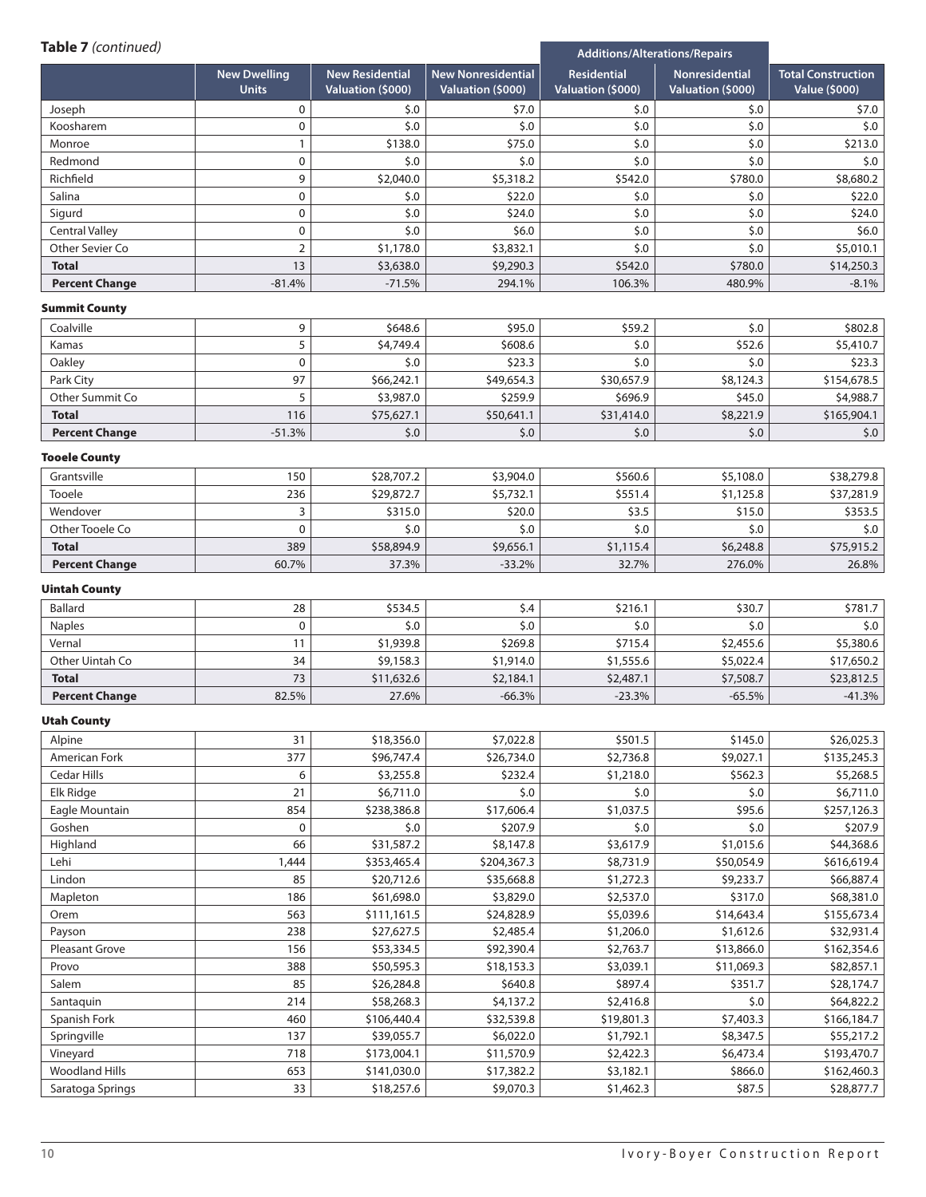**Table 7** *(continued)*

| | New Dwelling Units | New Residential Valuation ($000) | New Nonresidential Valuation ($000) | Additions/Alterations/Repairs Residential Valuation ($000) | Additions/Alterations/Repairs Nonresidential Valuation ($000) | Total Construction Value ($000) |
|---|---|---|---|---|---|---|
| Joseph | 0 | $.0 | $7.0 | $.0 | $.0 | $7.0 |
| Koosharem | 0 | $.0 | $.0 | $.0 | $.0 | $.0 |
| Monroe | 1 | $138.0 | $75.0 | $.0 | $.0 | $213.0 |
| Redmond | 0 | $.0 | $.0 | $.0 | $.0 | $.0 |
| Richfield | 9 | $2,040.0 | $5,318.2 | $542.0 | $780.0 | $8,680.2 |
| Salina | 0 | $.0 | $22.0 | $.0 | $.0 | $22.0 |
| Sigurd | 0 | $.0 | $24.0 | $.0 | $.0 | $24.0 |
| Central Valley | 0 | $.0 | $6.0 | $.0 | $.0 | $6.0 |
| Other Sevier Co | 2 | $1,178.0 | $3,832.1 | $.0 | $.0 | $5,010.1 |
| **Total** | 13 | $3,638.0 | $9,290.3 | $542.0 | $780.0 | $14,250.3 |
| **Percent Change** | -81.4% | -71.5% | 294.1% | 106.3% | 480.9% | -8.1% |
| **Summit County** | | | | | | |
| Coalville | 9 | $648.6 | $95.0 | $59.2 | $.0 | $802.8 |
| Kamas | 5 | $4,749.4 | $608.6 | $.0 | $52.6 | $5,410.7 |
| Oakley | 0 | $.0 | $23.3 | $.0 | $.0 | $23.3 |
| Park City | 97 | $66,242.1 | $49,654.3 | $30,657.9 | $8,124.3 | $154,678.5 |
| Other Summit Co | 5 | $3,987.0 | $259.9 | $696.9 | $45.0 | $4,988.7 |
| **Total** | 116 | $75,627.1 | $50,641.1 | $31,414.0 | $8,221.9 | $165,904.1 |
| **Percent Change** | -51.3% | $.0 | $.0 | $.0 | $.0 | $.0 |
| **Tooele County** | | | | | | |
| Grantsville | 150 | $28,707.2 | $3,904.0 | $560.6 | $5,108.0 | $38,279.8 |
| Tooele | 236 | $29,872.7 | $5,732.1 | $551.4 | $1,125.8 | $37,281.9 |
| Wendover | 3 | $315.0 | $20.0 | $3.5 | $15.0 | $353.5 |
| Other Tooele Co | 0 | $.0 | $.0 | $.0 | $.0 | $.0 |
| **Total** | 389 | $58,894.9 | $9,656.1 | $1,115.4 | $6,248.8 | $75,915.2 |
| **Percent Change** | 60.7% | 37.3% | -33.2% | 32.7% | 276.0% | 26.8% |
| **Uintah County** | | | | | | |
| Ballard | 28 | $534.5 | $.4 | $216.1 | $30.7 | $781.7 |
| Naples | 0 | $.0 | $.0 | $.0 | $.0 | $.0 |
| Vernal | 11 | $1,939.8 | $269.8 | $715.4 | $2,455.6 | $5,380.6 |
| Other Uintah Co | 34 | $9,158.3 | $1,914.0 | $1,555.6 | $5,022.4 | $17,650.2 |
| **Total** | 73 | $11,632.6 | $2,184.1 | $2,487.1 | $7,508.7 | $23,812.5 |
| **Percent Change** | 82.5% | 27.6% | -66.3% | -23.3% | -65.5% | -41.3% |
| **Utah County** | | | | | | |
| Alpine | 31 | $18,356.0 | $7,022.8 | $501.5 | $145.0 | $26,025.3 |
| American Fork | 377 | $96,747.4 | $26,734.0 | $2,736.8 | $9,027.1 | $135,245.3 |
| Cedar Hills | 6 | $3,255.8 | $232.4 | $1,218.0 | $562.3 | $5,268.5 |
| Elk Ridge | 21 | $6,711.0 | $.0 | $.0 | $.0 | $6,711.0 |
| Eagle Mountain | 854 | $238,386.8 | $17,606.4 | $1,037.5 | $95.6 | $257,126.3 |
| Goshen | 0 | $.0 | $207.9 | $.0 | $.0 | $207.9 |
| Highland | 66 | $31,587.2 | $8,147.8 | $3,617.9 | $1,015.6 | $44,368.6 |
| Lehi | 1,444 | $353,465.4 | $204,367.3 | $8,731.9 | $50,054.9 | $616,619.4 |
| Lindon | 85 | $20,712.6 | $35,668.8 | $1,272.3 | $9,233.7 | $66,887.4 |
| Mapleton | 186 | $61,698.0 | $3,829.0 | $2,537.0 | $317.0 | $68,381.0 |
| Orem | 563 | $111,161.5 | $24,828.9 | $5,039.6 | $14,643.4 | $155,673.4 |
| Payson | 238 | $27,627.5 | $2,485.4 | $1,206.0 | $1,612.6 | $32,931.4 |
| Pleasant Grove | 156 | $53,334.5 | $92,390.4 | $2,763.7 | $13,866.0 | $162,354.6 |
| Provo | 388 | $50,595.3 | $18,153.3 | $3,039.1 | $11,069.3 | $82,857.1 |
| Salem | 85 | $26,284.8 | $640.8 | $897.4 | $351.7 | $28,174.7 |
| Santaquin | 214 | $58,268.3 | $4,137.2 | $2,416.8 | $.0 | $64,822.2 |
| Spanish Fork | 460 | $106,440.4 | $32,539.8 | $19,801.3 | $7,403.3 | $166,184.7 |
| Springville | 137 | $39,055.7 | $6,022.0 | $1,792.1 | $8,347.5 | $55,217.2 |
| Vineyard | 718 | $173,004.1 | $11,570.9 | $2,422.3 | $6,473.4 | $193,470.7 |
| Woodland Hills | 653 | $141,030.0 | $17,382.2 | $3,182.1 | $866.0 | $162,460.3 |
| Saratoga Springs | 33 | $18,257.6 | $9,070.3 | $1,462.3 | $87.5 | $28,877.7 |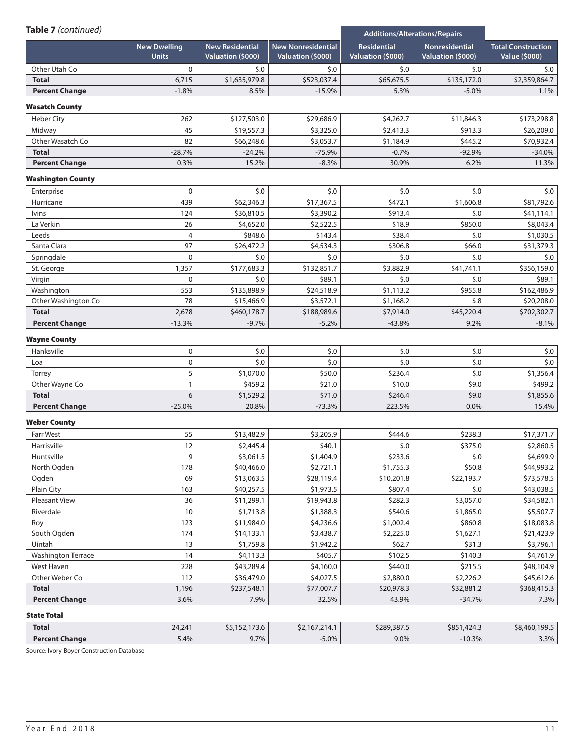**Table 7** *(continued)*

| | New Dwelling Units | New Residential Valuation ($000) | New Nonresidential Valuation ($000) | Additions/Alterations/Repairs Residential Valuation ($000) | Additions/Alterations/Repairs Nonresidential Valuation ($000) | Total Construction Value ($000) |
|---|---|---|---|---|---|---|
| Other Utah Co | 0 | $.0 | $.0 | $.0 | $.0 | $.0 |
| **Total** | 6,715 | $1,635,979.8 | $523,037.4 | $65,675.5 | $135,172.0 | $2,359,864.7 |
| **Percent Change** | -1.8% | 8.5% | -15.9% | 5.3% | -5.0% | 1.1% |
| **Wasatch County** | | | | | | |
| Heber City | 262 | $127,503.0 | $29,686.9 | $4,262.7 | $11,846.3 | $173,298.8 |
| Midway | 45 | $19,557.3 | $3,325.0 | $2,413.3 | $913.3 | $26,209.0 |
| Other Wasatch Co | 82 | $66,248.6 | $3,053.7 | $1,184.9 | $445.2 | $70,932.4 |
| **Total** | -28.7% | -24.2% | -75.9% | -0.7% | -92.9% | -34.0% |
| **Percent Change** | 0.3% | 15.2% | -8.3% | 30.9% | 6.2% | 11.3% |
| **Washington County** | | | | | | |
| Enterprise | 0 | $.0 | $.0 | $.0 | $.0 | $.0 |
| Hurricane | 439 | $62,346.3 | $17,367.5 | $472.1 | $1,606.8 | $81,792.6 |
| Ivins | 124 | $36,810.5 | $3,390.2 | $913.4 | $.0 | $41,114.1 |
| La Verkin | 26 | $4,652.0 | $2,522.5 | $18.9 | $850.0 | $8,043.4 |
| Leeds | 4 | $848.6 | $143.4 | $38.4 | $.0 | $1,030.5 |
| Santa Clara | 97 | $26,472.2 | $4,534.3 | $306.8 | $66.0 | $31,379.3 |
| Springdale | 0 | $.0 | $.0 | $.0 | $.0 | $.0 |
| St. George | 1,357 | $177,683.3 | $132,851.7 | $3,882.9 | $41,741.1 | $356,159.0 |
| Virgin | 0 | $.0 | $89.1 | $.0 | $.0 | $89.1 |
| Washington | 553 | $135,898.9 | $24,518.9 | $1,113.2 | $955.8 | $162,486.9 |
| Other Washington Co | 78 | $15,466.9 | $3,572.1 | $1,168.2 | $.8 | $20,208.0 |
| **Total** | 2,678 | $460,178.7 | $188,989.6 | $7,914.0 | $45,220.4 | $702,302.7 |
| **Percent Change** | -13.3% | -9.7% | -5.2% | -43.8% | 9.2% | -8.1% |
| **Wayne County** | | | | | | |
| Hanksville | 0 | $.0 | $.0 | $.0 | $.0 | $.0 |
| Loa | 0 | $.0 | $.0 | $.0 | $.0 | $.0 |
| Torrey | 5 | $1,070.0 | $50.0 | $236.4 | $.0 | $1,356.4 |
| Other Wayne Co | 1 | $459.2 | $21.0 | $10.0 | $9.0 | $499.2 |
| **Total** | 6 | $1,529.2 | $71.0 | $246.4 | $9.0 | $1,855.6 |
| **Percent Change** | -25.0% | 20.8% | -73.3% | 223.5% | 0.0% | 15.4% |
| **Weber County** | | | | | | |
| Farr West | 55 | $13,482.9 | $3,205.9 | $444.6 | $238.3 | $17,371.7 |
| Harrisville | 12 | $2,445.4 | $40.1 | $.0 | $375.0 | $2,860.5 |
| Huntsville | 9 | $3,061.5 | $1,404.9 | $233.6 | $.0 | $4,699.9 |
| North Ogden | 178 | $40,466.0 | $2,721.1 | $1,755.3 | $50.8 | $44,993.2 |
| Ogden | 69 | $13,063.5 | $28,119.4 | $10,201.8 | $22,193.7 | $73,578.5 |
| Plain City | 163 | $40,257.5 | $1,973.5 | $807.4 | $.0 | $43,038.5 |
| Pleasant View | 36 | $11,299.1 | $19,943.8 | $282.3 | $3,057.0 | $34,582.1 |
| Riverdale | 10 | $1,713.8 | $1,388.3 | $540.6 | $1,865.0 | $5,507.7 |
| Roy | 123 | $11,984.0 | $4,236.6 | $1,002.4 | $860.8 | $18,083.8 |
| South Ogden | 174 | $14,133.1 | $3,438.7 | $2,225.0 | $1,627.1 | $21,423.9 |
| Uintah | 13 | $1,759.8 | $1,942.2 | $62.7 | $31.3 | $3,796.1 |
| Washington Terrace | 14 | $4,113.3 | $405.7 | $102.5 | $140.3 | $4,761.9 |
| West Haven | 228 | $43,289.4 | $4,160.0 | $440.0 | $215.5 | $48,104.9 |
| Other Weber Co | 112 | $36,479.0 | $4,027.5 | $2,880.0 | $2,226.2 | $45,612.6 |
| **Total** | 1,196 | $237,548.1 | $77,007.7 | $20,978.3 | $32,881.2 | $368,415.3 |
| **Percent Change** | 3.6% | 7.9% | 32.5% | 43.9% | -34.7% | 7.3% |
| **State Total** | | | | | | |
| **Total** | 24,241 | $5,152,173.6 | $2,167,214.1 | $289,387.5 | $851,424.3 | $8,460,199.5 |
| **Percent Change** | 5.4% | 9.7% | -5.0% | 9.0% | -10.3% | 3.3% |

Source: Ivory-Boyer Construction Database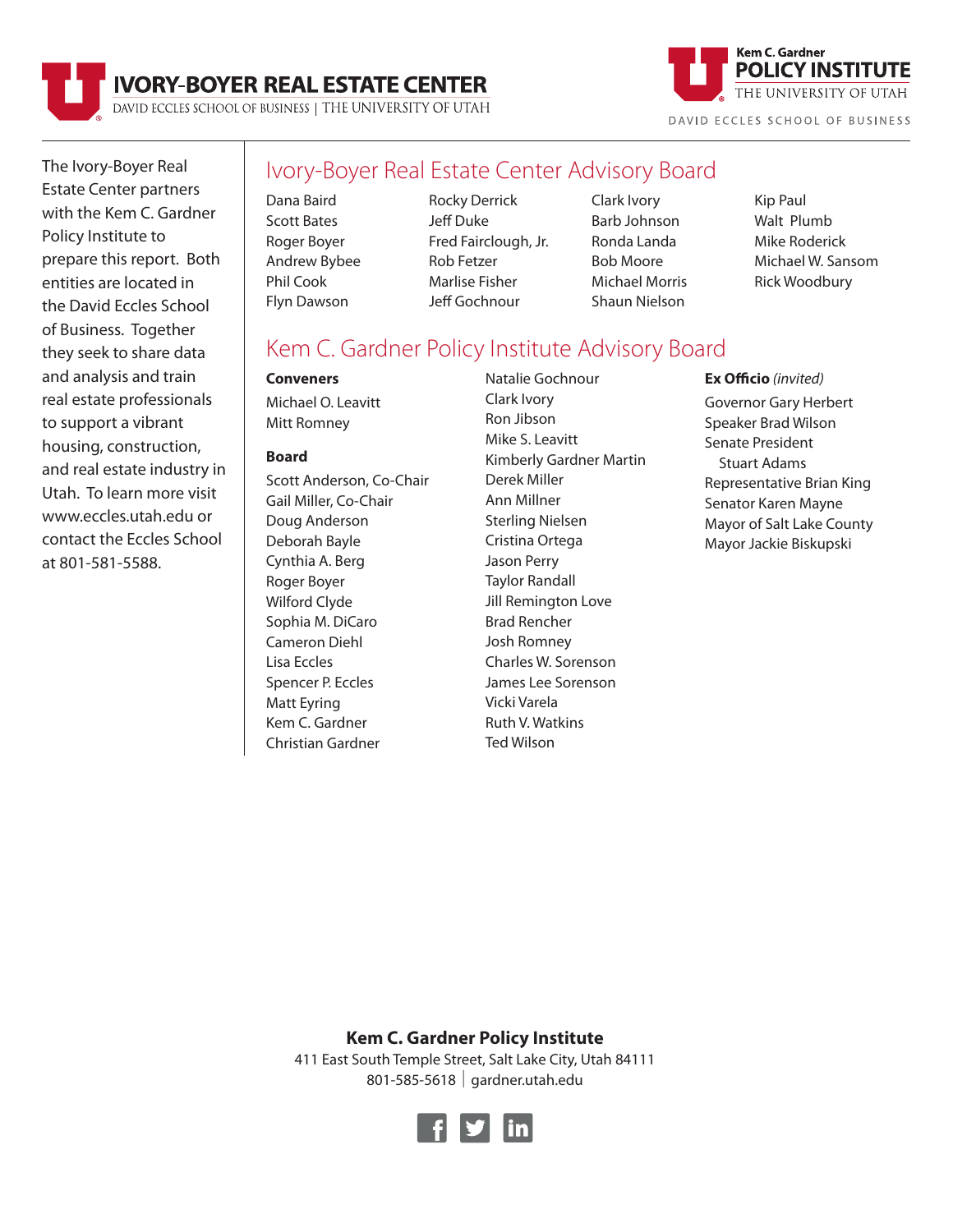IVORY-BOYER REAL ESTATE CENTER
DAVID ECCLES SCHOOL OF BUSINESS | THE UNIVERSITY OF UTAH

Kem C. Gardner
POLICY INSTITUTE
THE UNIVERSITY OF UTAH
DAVID ECCLES SCHOOL OF BUSINESS

The Ivory-Boyer Real Estate Center partners with the Kem C. Gardner Policy Institute to prepare this report. Both entities are located in the David Eccles School of Business. Together they seek to share data and analysis and train real estate professionals to support a vibrant housing, construction, and real estate industry in Utah. To learn more visit www.eccles.utah.edu or contact the Eccles School at 801-581-5588.

## Ivory-Boyer Real Estate Center Advisory Board

Dana Baird
Scott Bates
Roger Boyer
Andrew Bybee
Phil Cook
Flyn Dawson
Rocky Derrick
Jeff Duke
Fred Fairclough, Jr.
Rob Fetzer
Marlise Fisher
Jeff Gochnour
Clark Ivory
Barb Johnson
Ronda Landa
Bob Moore
Michael Morris
Shaun Nielson
Kip Paul
Walt Plumb
Mike Roderick
Michael W. Sansom
Rick Woodbury

## Kem C. Gardner Policy Institute Advisory Board

**Conveners**

Michael O. Leavitt
Mitt Romney

**Board**

Scott Anderson, Co-Chair
Gail Miller, Co-Chair
Doug Anderson
Deborah Bayle
Cynthia A. Berg
Roger Boyer
Wilford Clyde
Sophia M. DiCaro
Cameron Diehl
Lisa Eccles
Spencer P. Eccles
Matt Eyring
Kem C. Gardner
Christian Gardner
Natalie Gochnour
Clark Ivory
Ron Jibson
Mike S. Leavitt
Kimberly Gardner Martin
Derek Miller
Ann Millner
Sterling Nielsen
Cristina Ortega
Jason Perry
Taylor Randall
Jill Remington Love
Brad Rencher
Josh Romney
Charles W. Sorenson
James Lee Sorenson
Vicki Varela
Ruth V. Watkins
Ted Wilson

**Ex Officio** *(invited)*

Governor Gary Herbert
Speaker Brad Wilson
Senate President Stuart Adams
Representative Brian King
Senator Karen Mayne
Mayor of Salt Lake County
Mayor Jackie Biskupski

**Kem C. Gardner Policy Institute**
411 East South Temple Street, Salt Lake City, Utah 84111
801-585-5618 | gardner.utah.edu